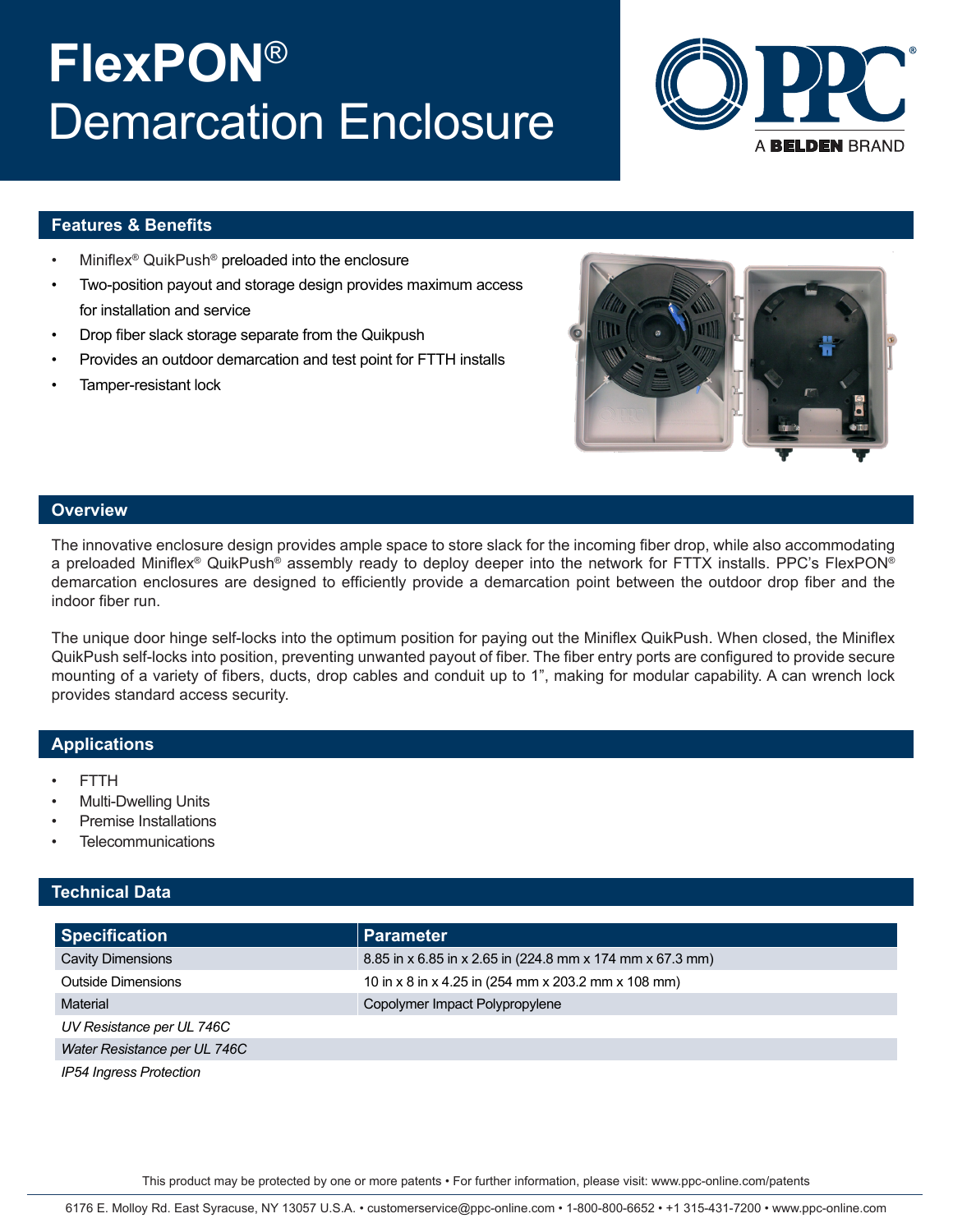# FlexPON®
# Demarcation Enclosure

PPC® A BELDEN BRAND

## Features & Benefits

- Miniflex® QuikPush® preloaded into the enclosure
- Two-position payout and storage design provides maximum access for installation and service
- Drop fiber slack storage separate from the Quikpush
- Provides an outdoor demarcation and test point for FTTH installs
- Tamper-resistant lock

## Overview

The innovative enclosure design provides ample space to store slack for the incoming fiber drop, while also accommodating a preloaded Miniflex® QuikPush® assembly ready to deploy deeper into the network for FTTX installs. PPC's FlexPON® demarcation enclosures are designed to efficiently provide a demarcation point between the outdoor drop fiber and the indoor fiber run.

The unique door hinge self-locks into the optimum position for paying out the Miniflex QuikPush. When closed, the Miniflex QuikPush self-locks into position, preventing unwanted payout of fiber. The fiber entry ports are configured to provide secure mounting of a variety of fibers, ducts, drop cables and conduit up to 1", making for modular capability. A can wrench lock provides standard access security.

## Applications

- FTTH
- Multi-Dwelling Units
- Premise Installations
- Telecommunications

## Technical Data

| Specification | Parameter |
|---|---|
| Cavity Dimensions | 8.85 in x 6.85 in x 2.65 in (224.8 mm x 174 mm x 67.3 mm) |
| Outside Dimensions | 10 in x 8 in x 4.25 in (254 mm x 203.2 mm x 108 mm) |
| Material | Copolymer Impact Polypropylene |
| *UV Resistance per UL 746C* | |
| *Water Resistance per UL 746C* | |
| *IP54 Ingress Protection* | |

This product may be protected by one or more patents • For further information, please visit: www.ppc-online.com/patents

6176 E. Molloy Rd. East Syracuse, NY 13057 U.S.A. • customerservice@ppc-online.com • 1-800-800-6652 • +1 315-431-7200 • www.ppc-online.com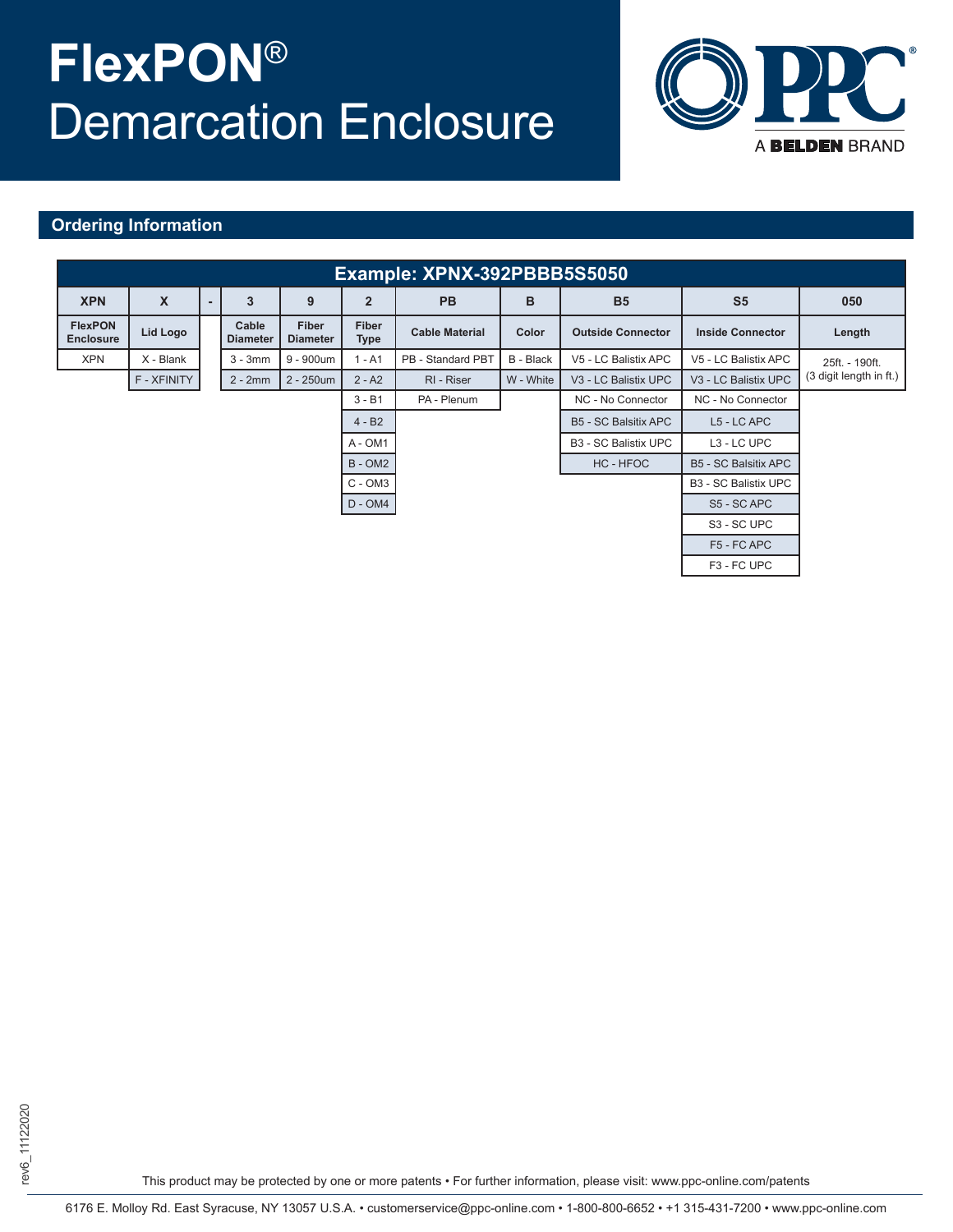# FlexPON® Demarcation Enclosure

## Ordering Information

| Example: XPNX-392PBBB5S5050 | | | | | | | | | | | |
|---|---|---|---|---|---|---|---|---|---|---|---|
| **XPN** | **X** | **-** | **3** | **9** | **2** | **PB** | **B** | **B5** | **S5** | **050** |
| **FlexPON Enclosure** | **Lid Logo** | | **Cable Diameter** | **Fiber Diameter** | **Fiber Type** | **Cable Material** | **Color** | **Outside Connector** | **Inside Connector** | **Length** |
| XPN | X - Blank | | 3 - 3mm | 9 - 900um | 1 - A1 | PB - Standard PBT | B - Black | V5 - LC Balistix APC | V5 - LC Balistix APC | 25ft. - 190ft. (3 digit length in ft.) |
| | F - XFINITY | | 2 - 2mm | 2 - 250um | 2 - A2 | RI - Riser | W - White | V3 - LC Balistix UPC | V3 - LC Balistix UPC | |
| | | | | | 3 - B1 | PA - Plenum | | NC - No Connector | NC - No Connector | |
| | | | | | 4 - B2 | | | B5 - SC Balsitix APC | L5 - LC APC | |
| | | | | | A - OM1 | | | B3 - SC Balistix UPC | L3 - LC UPC | |
| | | | | | B - OM2 | | | HC - HFOC | B5 - SC Balsitix APC | |
| | | | | | C - OM3 | | | | B3 - SC Balistix UPC | |
| | | | | | D - OM4 | | | | S5 - SC APC | |
| | | | | | | | | | S3 - SC UPC | |
| | | | | | | | | | F5 - FC APC | |
| | | | | | | | | | F3 - FC UPC | |

rev6_11122020

This product may be protected by one or more patents • For further information, please visit: www.ppc-online.com/patents

6176 E. Molloy Rd. East Syracuse, NY 13057 U.S.A. • customerservice@ppc-online.com • 1-800-800-6652 • +1 315-431-7200 • www.ppc-online.com